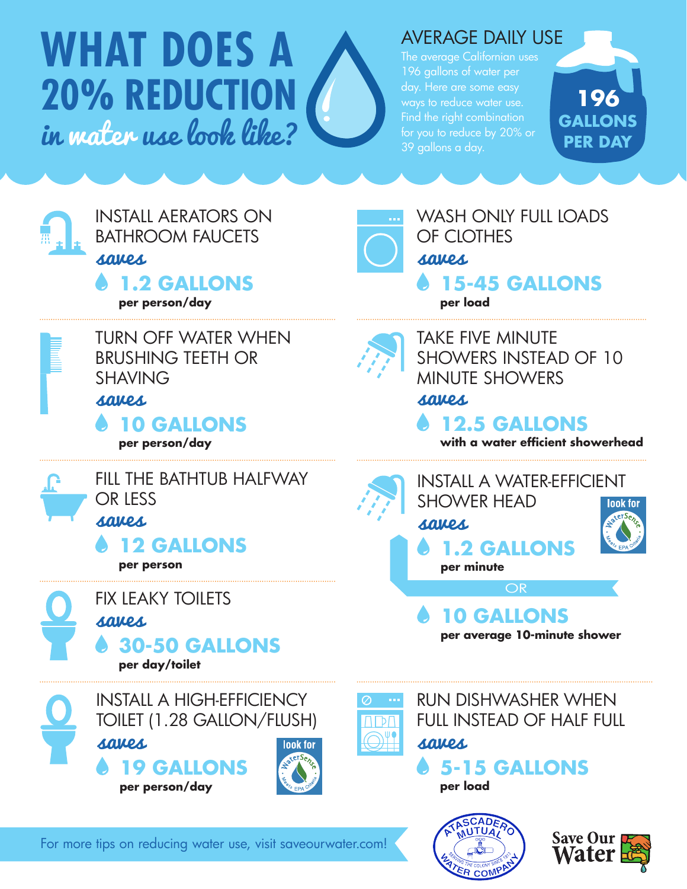# WHAT DOES A 20% REDUCTION *in water use look like?*

## AVERAGE DAILY USE

The average Californian uses 196 gallons of water per day. Here are some easy ways to reduce water use. Find the right combination for you to reduce by 20% or 39 gallons a day.

**196 GALLONS PER DAY**

### INSTALL AERATORS ON BATHROOM FAUCETS

*saves*

**1.2 GALLONS**
**per person/day**

### TURN OFF WATER WHEN BRUSHING TEETH OR SHAVING

*saves*

**10 GALLONS**
**per person/day**

### FILL THE BATHTUB HALFWAY OR LESS

*saves*

**12 GALLONS**
**per person**

### FIX LEAKY TOILETS

*saves*

**30-50 GALLONS**
**per day/toilet**

### INSTALL A HIGH-EFFICIENCY TOILET (1.28 GALLON/FLUSH)

*saves*

**19 GALLONS**
**per person/day**

look for WaterSense Meets EPA Criteria

### WASH ONLY FULL LOADS OF CLOTHES

*saves*

**15-45 GALLONS**
**per load**

### TAKE FIVE MINUTE SHOWERS INSTEAD OF 10 MINUTE SHOWERS

*saves*

**12.5 GALLONS**
**with a water efficient showerhead**

### INSTALL A WATER-EFFICIENT SHOWER HEAD

look for WaterSense Meets EPA Criteria

*saves*

**1.2 GALLONS**
**per minute**

OR

**10 GALLONS**
**per average 10-minute shower**

### RUN DISHWASHER WHEN FULL INSTEAD OF HALF FULL

*saves*

**5-15 GALLONS**
**per load**

For more tips on reducing water use, visit saveourwater.com!

Atascadero Mutual Water Company — Serving the Colony Since 1913

Save Our Water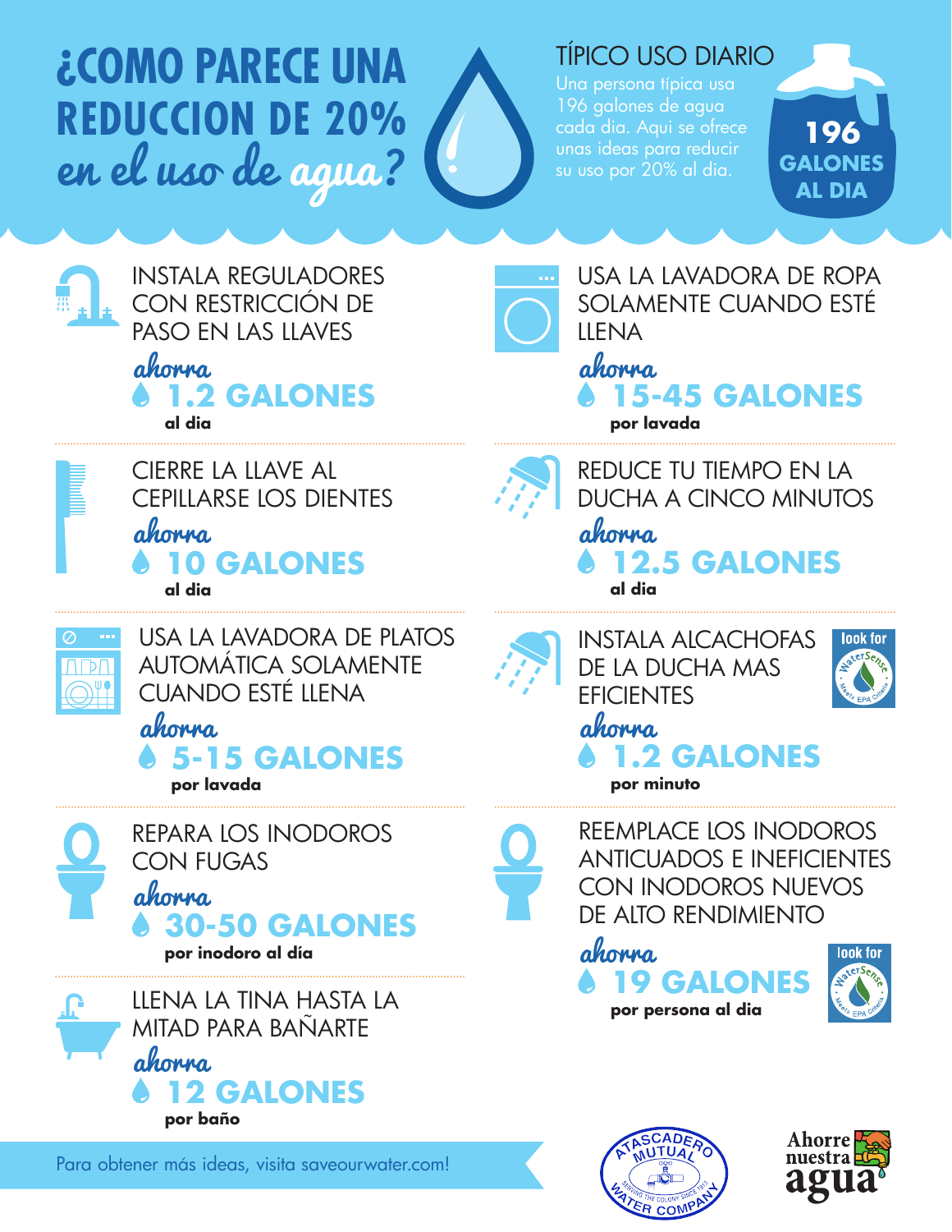# ¿COMO PARECE UNA REDUCCION DE 20% *en el uso de agua?*

## TÍPICO USO DIARIO

Una persona típica usa 196 galones de agua cada dia. Aqui se ofrece unas ideas para reducir su uso por 20% al dia.

**196 GALONES AL DIA**

---

### INSTALA REGULADORES CON RESTRICCIÓN DE PASO EN LAS LLAVES

*ahorra* **1.2 GALONES** **al dia**

---

### CIERRE LA LLAVE AL CEPILLARSE LOS DIENTES

*ahorra* **10 GALONES** **al dia**

---

### USA LA LAVADORA DE PLATOS AUTOMÁTICA SOLAMENTE CUANDO ESTÉ LLENA

*ahorra* **5-15 GALONES** **por lavada**

---

### REPARA LOS INODOROS CON FUGAS

*ahorra* **30-50 GALONES** **por inodoro al día**

---

### LLENA LA TINA HASTA LA MITAD PARA BAÑARTE

*ahorra* **12 GALONES** **por baño**

---

### USA LA LAVADORA DE ROPA SOLAMENTE CUANDO ESTÉ LLENA

*ahorra* **15-45 GALONES** **por lavada**

---

### REDUCE TU TIEMPO EN LA DUCHA A CINCO MINUTOS

*ahorra* **12.5 GALONES** **al dia**

---

### INSTALA ALCACHOFAS DE LA DUCHA MAS EFICIENTES

look for WaterSense Meets EPA Criteria

*ahorra* **1.2 GALONES** **por minuto**

---

### REEMPLACE LOS INODOROS ANTICUADOS E INEFICIENTES CON INODOROS NUEVOS DE ALTO RENDIMIENTO

*ahorra* **19 GALONES** **por persona al dia**

look for WaterSense Meets EPA Criteria

---

Para obtener más ideas, visita saveourwater.com!

ATASCADERO MUTUAL WATER COMPANY — SERVING THE COLONY SINCE 1913

Ahorre nuestra agua